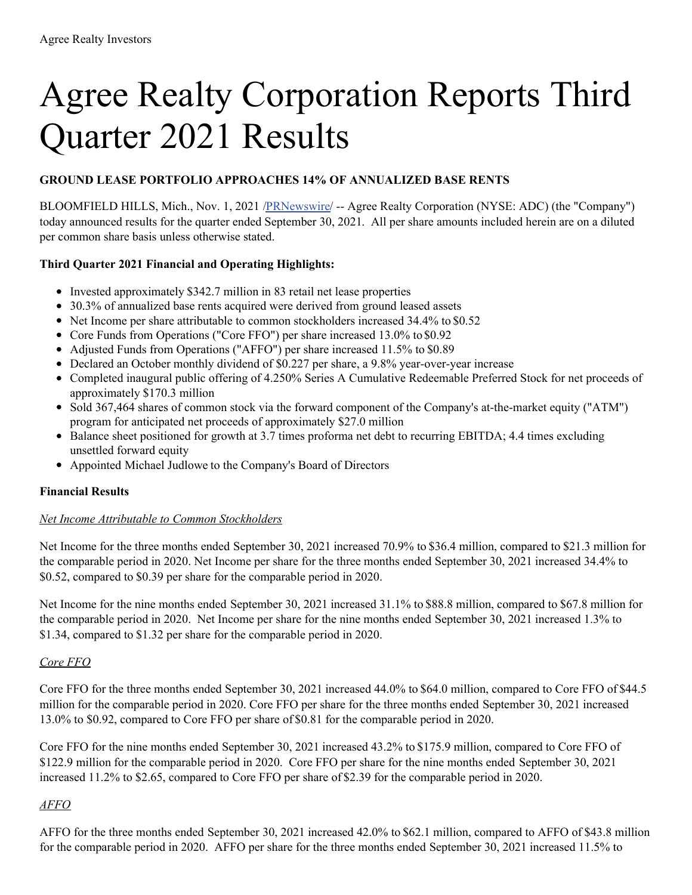# Agree Realty Corporation Reports Third Quarter 2021 Results

**GROUND LEASE PORTFOLIO APPROACHES 14% OF ANNUALIZED BASE RENTS**

BLOOMFIELD HILLS, Mich., Nov. 1, 2021 /PRNewswire/ -- Agree Realty Corporation (NYSE: ADC) (the "Company") today announced results for the quarter ended September 30, 2021. All per share amounts included herein are on a diluted per common share basis unless otherwise stated.

**Third Quarter 2021 Financial and Operating Highlights:**

- Invested approximately $342.7 million in 83 retail net lease properties
- 30.3% of annualized base rents acquired were derived from ground leased assets
- Net Income per share attributable to common stockholders increased 34.4% to $0.52
- Core Funds from Operations ("Core FFO") per share increased 13.0% to $0.92
- Adjusted Funds from Operations ("AFFO") per share increased 11.5% to $0.89
- Declared an October monthly dividend of $0.227 per share, a 9.8% year-over-year increase
- Completed inaugural public offering of 4.250% Series A Cumulative Redeemable Preferred Stock for net proceeds of approximately $170.3 million
- Sold 367,464 shares of common stock via the forward component of the Company's at-the-market equity ("ATM") program for anticipated net proceeds of approximately $27.0 million
- Balance sheet positioned for growth at 3.7 times proforma net debt to recurring EBITDA; 4.4 times excluding unsettled forward equity
- Appointed Michael Judlowe to the Company's Board of Directors

**Financial Results**

*Net Income Attributable to Common Stockholders*

Net Income for the three months ended September 30, 2021 increased 70.9% to $36.4 million, compared to $21.3 million for the comparable period in 2020. Net Income per share for the three months ended September 30, 2021 increased 34.4% to $0.52, compared to $0.39 per share for the comparable period in 2020.

Net Income for the nine months ended September 30, 2021 increased 31.1% to $88.8 million, compared to $67.8 million for the comparable period in 2020. Net Income per share for the nine months ended September 30, 2021 increased 1.3% to $1.34, compared to $1.32 per share for the comparable period in 2020.

*Core FFO*

Core FFO for the three months ended September 30, 2021 increased 44.0% to $64.0 million, compared to Core FFO of $44.5 million for the comparable period in 2020. Core FFO per share for the three months ended September 30, 2021 increased 13.0% to $0.92, compared to Core FFO per share of $0.81 for the comparable period in 2020.

Core FFO for the nine months ended September 30, 2021 increased 43.2% to $175.9 million, compared to Core FFO of $122.9 million for the comparable period in 2020. Core FFO per share for the nine months ended September 30, 2021 increased 11.2% to $2.65, compared to Core FFO per share of $2.39 for the comparable period in 2020.

*AFFO*

AFFO for the three months ended September 30, 2021 increased 42.0% to $62.1 million, compared to AFFO of $43.8 million for the comparable period in 2020. AFFO per share for the three months ended September 30, 2021 increased 11.5% to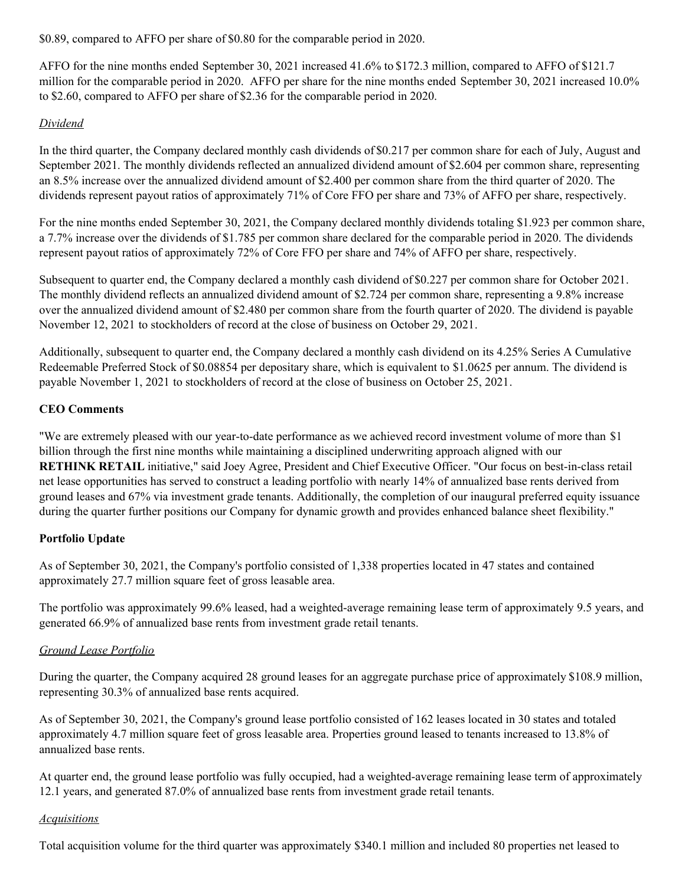$0.89, compared to AFFO per share of $0.80 for the comparable period in 2020.

AFFO for the nine months ended September 30, 2021 increased 41.6% to $172.3 million, compared to AFFO of $121.7 million for the comparable period in 2020. AFFO per share for the nine months ended September 30, 2021 increased 10.0% to $2.60, compared to AFFO per share of $2.36 for the comparable period in 2020.

*Dividend*

In the third quarter, the Company declared monthly cash dividends of $0.217 per common share for each of July, August and September 2021. The monthly dividends reflected an annualized dividend amount of $2.604 per common share, representing an 8.5% increase over the annualized dividend amount of $2.400 per common share from the third quarter of 2020. The dividends represent payout ratios of approximately 71% of Core FFO per share and 73% of AFFO per share, respectively.

For the nine months ended September 30, 2021, the Company declared monthly dividends totaling $1.923 per common share, a 7.7% increase over the dividends of $1.785 per common share declared for the comparable period in 2020. The dividends represent payout ratios of approximately 72% of Core FFO per share and 74% of AFFO per share, respectively.

Subsequent to quarter end, the Company declared a monthly cash dividend of $0.227 per common share for October 2021. The monthly dividend reflects an annualized dividend amount of $2.724 per common share, representing a 9.8% increase over the annualized dividend amount of $2.480 per common share from the fourth quarter of 2020. The dividend is payable November 12, 2021 to stockholders of record at the close of business on October 29, 2021.

Additionally, subsequent to quarter end, the Company declared a monthly cash dividend on its 4.25% Series A Cumulative Redeemable Preferred Stock of $0.08854 per depositary share, which is equivalent to $1.0625 per annum. The dividend is payable November 1, 2021 to stockholders of record at the close of business on October 25, 2021.

**CEO Comments**

"We are extremely pleased with our year-to-date performance as we achieved record investment volume of more than $1 billion through the first nine months while maintaining a disciplined underwriting approach aligned with our **RETHINK RETAIL** initiative," said Joey Agree, President and Chief Executive Officer. "Our focus on best-in-class retail net lease opportunities has served to construct a leading portfolio with nearly 14% of annualized base rents derived from ground leases and 67% via investment grade tenants. Additionally, the completion of our inaugural preferred equity issuance during the quarter further positions our Company for dynamic growth and provides enhanced balance sheet flexibility."

**Portfolio Update**

As of September 30, 2021, the Company's portfolio consisted of 1,338 properties located in 47 states and contained approximately 27.7 million square feet of gross leasable area.

The portfolio was approximately 99.6% leased, had a weighted-average remaining lease term of approximately 9.5 years, and generated 66.9% of annualized base rents from investment grade retail tenants.

*Ground Lease Portfolio*

During the quarter, the Company acquired 28 ground leases for an aggregate purchase price of approximately $108.9 million, representing 30.3% of annualized base rents acquired.

As of September 30, 2021, the Company's ground lease portfolio consisted of 162 leases located in 30 states and totaled approximately 4.7 million square feet of gross leasable area. Properties ground leased to tenants increased to 13.8% of annualized base rents.

At quarter end, the ground lease portfolio was fully occupied, had a weighted-average remaining lease term of approximately 12.1 years, and generated 87.0% of annualized base rents from investment grade retail tenants.

*Acquisitions*

Total acquisition volume for the third quarter was approximately $340.1 million and included 80 properties net leased to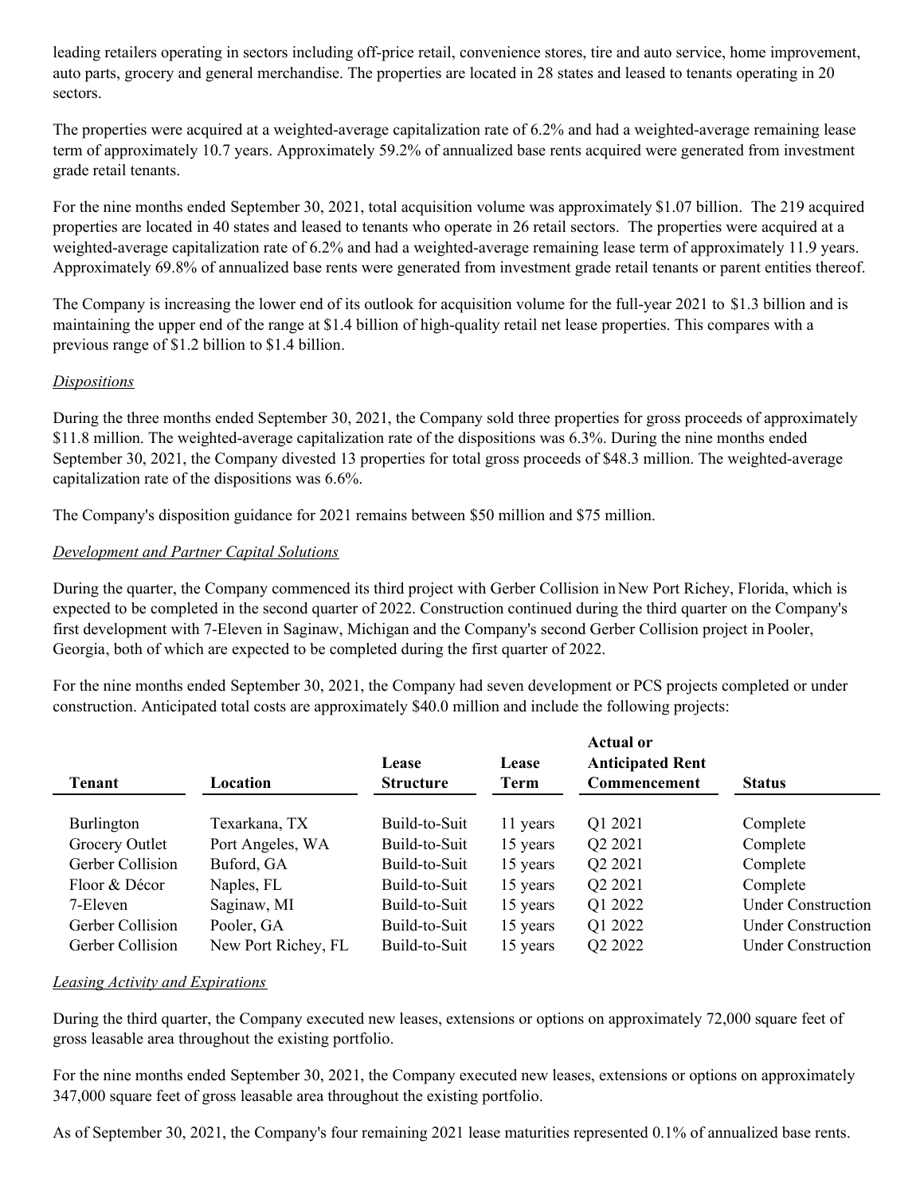leading retailers operating in sectors including off-price retail, convenience stores, tire and auto service, home improvement, auto parts, grocery and general merchandise. The properties are located in 28 states and leased to tenants operating in 20 sectors.

The properties were acquired at a weighted-average capitalization rate of 6.2% and had a weighted-average remaining lease term of approximately 10.7 years. Approximately 59.2% of annualized base rents acquired were generated from investment grade retail tenants.

For the nine months ended September 30, 2021, total acquisition volume was approximately $1.07 billion. The 219 acquired properties are located in 40 states and leased to tenants who operate in 26 retail sectors. The properties were acquired at a weighted-average capitalization rate of 6.2% and had a weighted-average remaining lease term of approximately 11.9 years. Approximately 69.8% of annualized base rents were generated from investment grade retail tenants or parent entities thereof.

The Company is increasing the lower end of its outlook for acquisition volume for the full-year 2021 to $1.3 billion and is maintaining the upper end of the range at $1.4 billion of high-quality retail net lease properties. This compares with a previous range of $1.2 billion to $1.4 billion.

*Dispositions*

During the three months ended September 30, 2021, the Company sold three properties for gross proceeds of approximately $11.8 million. The weighted-average capitalization rate of the dispositions was 6.3%. During the nine months ended September 30, 2021, the Company divested 13 properties for total gross proceeds of $48.3 million. The weighted-average capitalization rate of the dispositions was 6.6%.

The Company's disposition guidance for 2021 remains between $50 million and $75 million.

*Development and Partner Capital Solutions*

During the quarter, the Company commenced its third project with Gerber Collision in New Port Richey, Florida, which is expected to be completed in the second quarter of 2022. Construction continued during the third quarter on the Company's first development with 7-Eleven in Saginaw, Michigan and the Company's second Gerber Collision project in Pooler, Georgia, both of which are expected to be completed during the first quarter of 2022.

For the nine months ended September 30, 2021, the Company had seven development or PCS projects completed or under construction. Anticipated total costs are approximately $40.0 million and include the following projects:

| Tenant | Location | Lease Structure | Lease Term | Actual or Anticipated Rent Commencement | Status |
|---|---|---|---|---|---|
| Burlington | Texarkana, TX | Build-to-Suit | 11 years | Q1 2021 | Complete |
| Grocery Outlet | Port Angeles, WA | Build-to-Suit | 15 years | Q2 2021 | Complete |
| Gerber Collision | Buford, GA | Build-to-Suit | 15 years | Q2 2021 | Complete |
| Floor & Décor | Naples, FL | Build-to-Suit | 15 years | Q2 2021 | Complete |
| 7-Eleven | Saginaw, MI | Build-to-Suit | 15 years | Q1 2022 | Under Construction |
| Gerber Collision | Pooler, GA | Build-to-Suit | 15 years | Q1 2022 | Under Construction |
| Gerber Collision | New Port Richey, FL | Build-to-Suit | 15 years | Q2 2022 | Under Construction |

*Leasing Activity and Expirations*

During the third quarter, the Company executed new leases, extensions or options on approximately 72,000 square feet of gross leasable area throughout the existing portfolio.

For the nine months ended September 30, 2021, the Company executed new leases, extensions or options on approximately 347,000 square feet of gross leasable area throughout the existing portfolio.

As of September 30, 2021, the Company's four remaining 2021 lease maturities represented 0.1% of annualized base rents.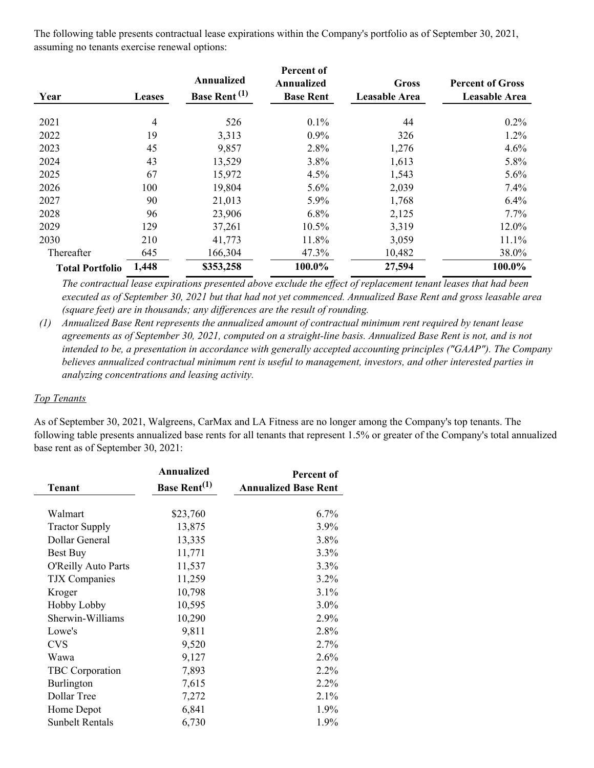The following table presents contractual lease expirations within the Company's portfolio as of September 30, 2021, assuming no tenants exercise renewal options:

| Year | Leases | Annualized Base Rent (1) | Percent of Annualized Base Rent | Gross Leasable Area | Percent of Gross Leasable Area |
|---|---|---|---|---|---|
| 2021 | 4 | 526 | 0.1% | 44 | 0.2% |
| 2022 | 19 | 3,313 | 0.9% | 326 | 1.2% |
| 2023 | 45 | 9,857 | 2.8% | 1,276 | 4.6% |
| 2024 | 43 | 13,529 | 3.8% | 1,613 | 5.8% |
| 2025 | 67 | 15,972 | 4.5% | 1,543 | 5.6% |
| 2026 | 100 | 19,804 | 5.6% | 2,039 | 7.4% |
| 2027 | 90 | 21,013 | 5.9% | 1,768 | 6.4% |
| 2028 | 96 | 23,906 | 6.8% | 2,125 | 7.7% |
| 2029 | 129 | 37,261 | 10.5% | 3,319 | 12.0% |
| 2030 | 210 | 41,773 | 11.8% | 3,059 | 11.1% |
| Thereafter | 645 | 166,304 | 47.3% | 10,482 | 38.0% |
| **Total Portfolio** | **1,448** | **$353,258** | **100.0%** | **27,594** | **100.0%** |

*The contractual lease expirations presented above exclude the effect of replacement tenant leases that had been executed as of September 30, 2021 but that had not yet commenced. Annualized Base Rent and gross leasable area (square feet) are in thousands; any differences are the result of rounding.*

*(1) Annualized Base Rent represents the annualized amount of contractual minimum rent required by tenant lease agreements as of September 30, 2021, computed on a straight-line basis. Annualized Base Rent is not, and is not intended to be, a presentation in accordance with generally accepted accounting principles ("GAAP"). The Company believes annualized contractual minimum rent is useful to management, investors, and other interested parties in analyzing concentrations and leasing activity.*

*Top Tenants*

As of September 30, 2021, Walgreens, CarMax and LA Fitness are no longer among the Company's top tenants. The following table presents annualized base rents for all tenants that represent 1.5% or greater of the Company's total annualized base rent as of September 30, 2021:

| Tenant | Annualized Base Rent(1) | Percent of Annualized Base Rent |
|---|---|---|
| Walmart | $23,760 | 6.7% |
| Tractor Supply | 13,875 | 3.9% |
| Dollar General | 13,335 | 3.8% |
| Best Buy | 11,771 | 3.3% |
| O'Reilly Auto Parts | 11,537 | 3.3% |
| TJX Companies | 11,259 | 3.2% |
| Kroger | 10,798 | 3.1% |
| Hobby Lobby | 10,595 | 3.0% |
| Sherwin-Williams | 10,290 | 2.9% |
| Lowe's | 9,811 | 2.8% |
| CVS | 9,520 | 2.7% |
| Wawa | 9,127 | 2.6% |
| TBC Corporation | 7,893 | 2.2% |
| Burlington | 7,615 | 2.2% |
| Dollar Tree | 7,272 | 2.1% |
| Home Depot | 6,841 | 1.9% |
| Sunbelt Rentals | 6,730 | 1.9% |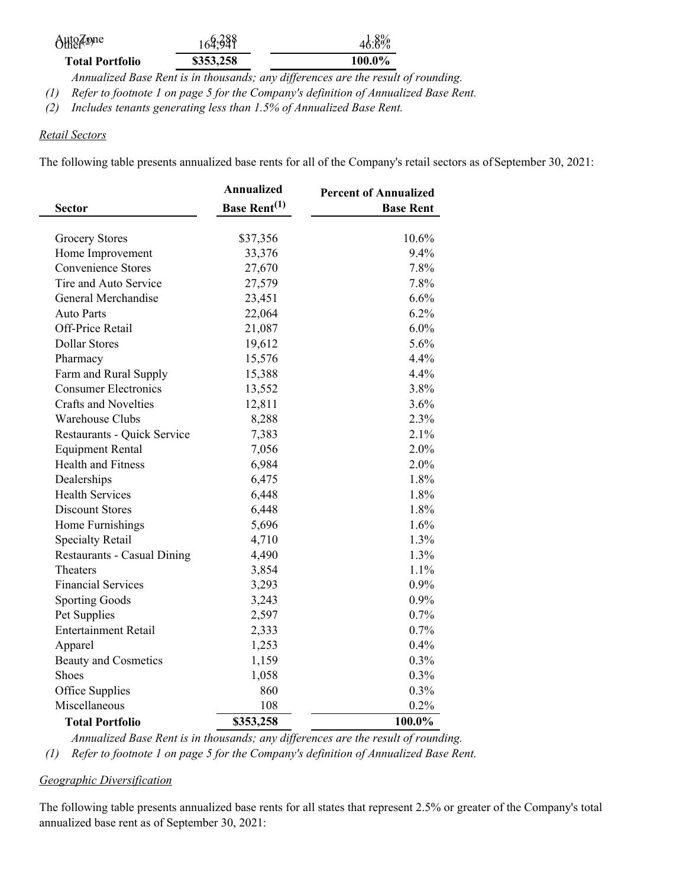| AutoZone | 6,288 | 1.8% |
|---|---|---|
| Other(2) | 164,941 | 46.6% |
| **Total Portfolio** | **$353,258** | **100.0%** |

*Annualized Base Rent is in thousands; any differences are the result of rounding.*

*(1) Refer to footnote 1 on page 5 for the Company's definition of Annualized Base Rent.*

*(2) Includes tenants generating less than 1.5% of Annualized Base Rent.*

*Retail Sectors*

The following table presents annualized base rents for all of the Company's retail sectors as of September 30, 2021:

| Sector | Annualized Base Rent(1) | Percent of Annualized Base Rent |
|---|---|---|
| Grocery Stores | $37,356 | 10.6% |
| Home Improvement | 33,376 | 9.4% |
| Convenience Stores | 27,670 | 7.8% |
| Tire and Auto Service | 27,579 | 7.8% |
| General Merchandise | 23,451 | 6.6% |
| Auto Parts | 22,064 | 6.2% |
| Off-Price Retail | 21,087 | 6.0% |
| Dollar Stores | 19,612 | 5.6% |
| Pharmacy | 15,576 | 4.4% |
| Farm and Rural Supply | 15,388 | 4.4% |
| Consumer Electronics | 13,552 | 3.8% |
| Crafts and Novelties | 12,811 | 3.6% |
| Warehouse Clubs | 8,288 | 2.3% |
| Restaurants - Quick Service | 7,383 | 2.1% |
| Equipment Rental | 7,056 | 2.0% |
| Health and Fitness | 6,984 | 2.0% |
| Dealerships | 6,475 | 1.8% |
| Health Services | 6,448 | 1.8% |
| Discount Stores | 6,448 | 1.8% |
| Home Furnishings | 5,696 | 1.6% |
| Specialty Retail | 4,710 | 1.3% |
| Restaurants - Casual Dining | 4,490 | 1.3% |
| Theaters | 3,854 | 1.1% |
| Financial Services | 3,293 | 0.9% |
| Sporting Goods | 3,243 | 0.9% |
| Pet Supplies | 2,597 | 0.7% |
| Entertainment Retail | 2,333 | 0.7% |
| Apparel | 1,253 | 0.4% |
| Beauty and Cosmetics | 1,159 | 0.3% |
| Shoes | 1,058 | 0.3% |
| Office Supplies | 860 | 0.3% |
| Miscellaneous | 108 | 0.2% |
| **Total Portfolio** | **$353,258** | **100.0%** |

*Annualized Base Rent is in thousands; any differences are the result of rounding.*

*(1) Refer to footnote 1 on page 5 for the Company's definition of Annualized Base Rent.*

*Geographic Diversification*

The following table presents annualized base rents for all states that represent 2.5% or greater of the Company's total annualized base rent as of September 30, 2021: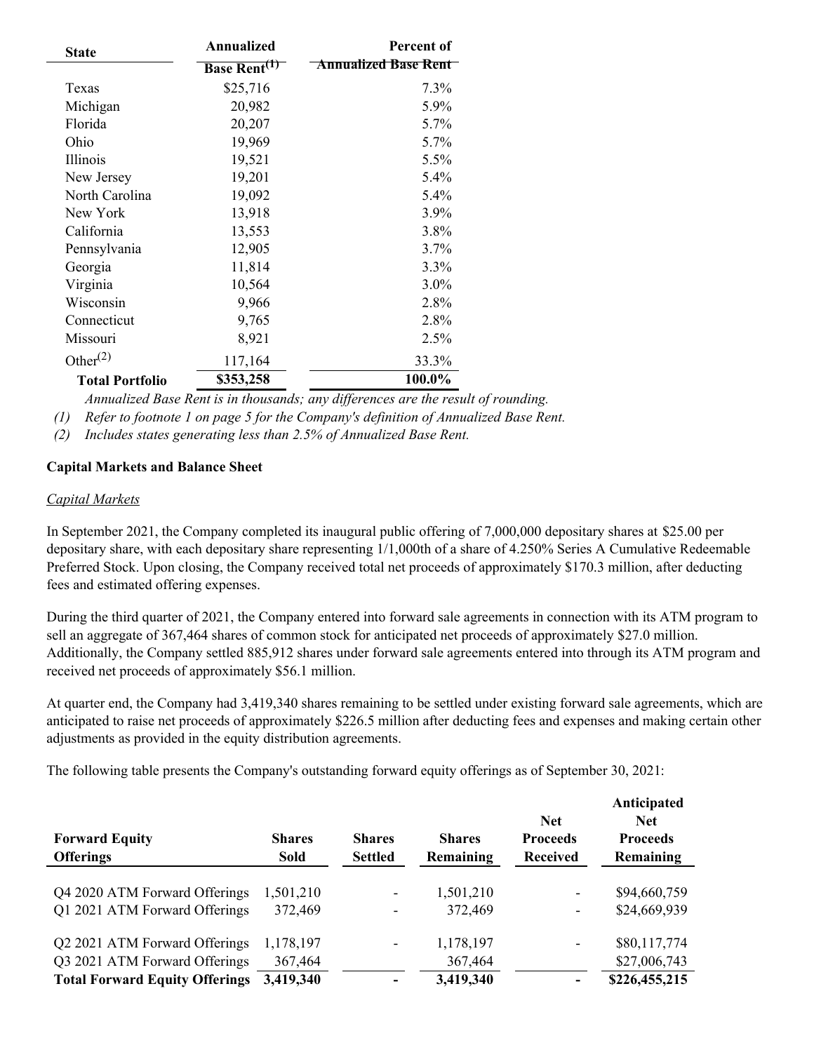| State | Annualized Base Rent[(1)] | Percent of Annualized Base Rent |
|---|---|---|
| Texas | $25,716 | 7.3% |
| Michigan | 20,982 | 5.9% |
| Florida | 20,207 | 5.7% |
| Ohio | 19,969 | 5.7% |
| Illinois | 19,521 | 5.5% |
| New Jersey | 19,201 | 5.4% |
| North Carolina | 19,092 | 5.4% |
| New York | 13,918 | 3.9% |
| California | 13,553 | 3.8% |
| Pennsylvania | 12,905 | 3.7% |
| Georgia | 11,814 | 3.3% |
| Virginia | 10,564 | 3.0% |
| Wisconsin | 9,966 | 2.8% |
| Connecticut | 9,765 | 2.8% |
| Missouri | 8,921 | 2.5% |
| Other[(2)] | 117,164 | 33.3% |
| **Total Portfolio** | **$353,258** | **100.0%** |

*Annualized Base Rent is in thousands; any differences are the result of rounding.*

*(1) Refer to footnote 1 on page 5 for the Company's definition of Annualized Base Rent.*

*(2) Includes states generating less than 2.5% of Annualized Base Rent.*

**Capital Markets and Balance Sheet**

*Capital Markets*

In September 2021, the Company completed its inaugural public offering of 7,000,000 depositary shares at $25.00 per depositary share, with each depositary share representing 1/1,000th of a share of 4.250% Series A Cumulative Redeemable Preferred Stock. Upon closing, the Company received total net proceeds of approximately $170.3 million, after deducting fees and estimated offering expenses.

During the third quarter of 2021, the Company entered into forward sale agreements in connection with its ATM program to sell an aggregate of 367,464 shares of common stock for anticipated net proceeds of approximately $27.0 million. Additionally, the Company settled 885,912 shares under forward sale agreements entered into through its ATM program and received net proceeds of approximately $56.1 million.

At quarter end, the Company had 3,419,340 shares remaining to be settled under existing forward sale agreements, which are anticipated to raise net proceeds of approximately $226.5 million after deducting fees and expenses and making certain other adjustments as provided in the equity distribution agreements.

The following table presents the Company's outstanding forward equity offerings as of September 30, 2021:

| Forward Equity Offerings | Shares Sold | Shares Settled | Shares Remaining | Net Proceeds Received | Anticipated Net Proceeds Remaining |
|---|---|---|---|---|---|
| Q4 2020 ATM Forward Offerings | 1,501,210 | - | 1,501,210 | - | $94,660,759 |
| Q1 2021 ATM Forward Offerings | 372,469 | - | 372,469 | - | $24,669,939 |
| Q2 2021 ATM Forward Offerings | 1,178,197 | - | 1,178,197 | - | $80,117,774 |
| Q3 2021 ATM Forward Offerings | 367,464 | | 367,464 | | $27,006,743 |
| **Total Forward Equity Offerings** | **3,419,340** | **-** | **3,419,340** | **-** | **$226,455,215** |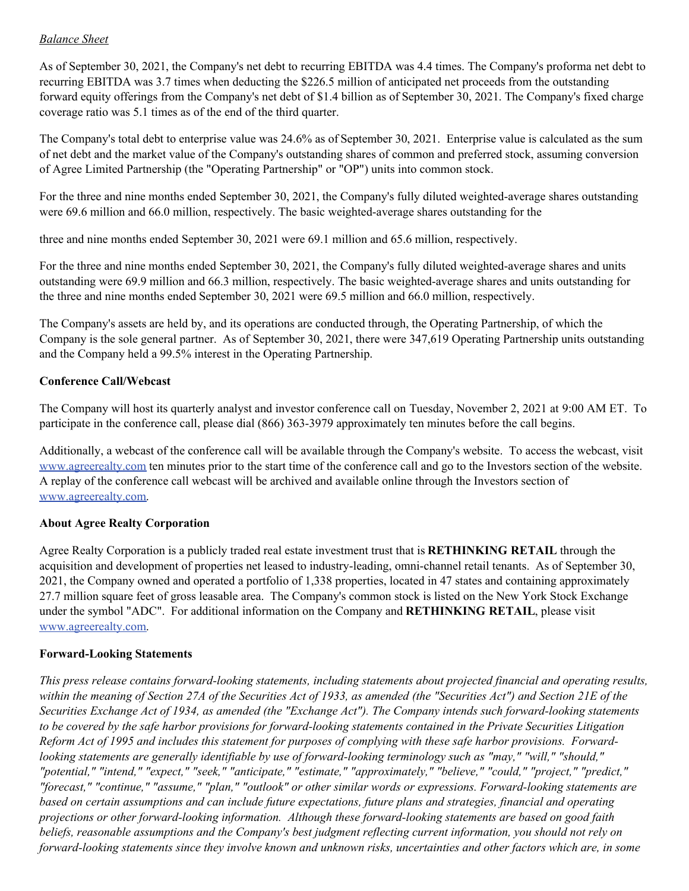*Balance Sheet*

As of September 30, 2021, the Company's net debt to recurring EBITDA was 4.4 times. The Company's proforma net debt to recurring EBITDA was 3.7 times when deducting the $226.5 million of anticipated net proceeds from the outstanding forward equity offerings from the Company's net debt of $1.4 billion as of September 30, 2021. The Company's fixed charge coverage ratio was 5.1 times as of the end of the third quarter.

The Company's total debt to enterprise value was 24.6% as of September 30, 2021. Enterprise value is calculated as the sum of net debt and the market value of the Company's outstanding shares of common and preferred stock, assuming conversion of Agree Limited Partnership (the "Operating Partnership" or "OP") units into common stock.

For the three and nine months ended September 30, 2021, the Company's fully diluted weighted-average shares outstanding were 69.6 million and 66.0 million, respectively. The basic weighted-average shares outstanding for the three and nine months ended September 30, 2021 were 69.1 million and 65.6 million, respectively.

For the three and nine months ended September 30, 2021, the Company's fully diluted weighted-average shares and units outstanding were 69.9 million and 66.3 million, respectively. The basic weighted-average shares and units outstanding for the three and nine months ended September 30, 2021 were 69.5 million and 66.0 million, respectively.

The Company's assets are held by, and its operations are conducted through, the Operating Partnership, of which the Company is the sole general partner. As of September 30, 2021, there were 347,619 Operating Partnership units outstanding and the Company held a 99.5% interest in the Operating Partnership.

**Conference Call/Webcast**

The Company will host its quarterly analyst and investor conference call on Tuesday, November 2, 2021 at 9:00 AM ET. To participate in the conference call, please dial (866) 363-3979 approximately ten minutes before the call begins.

Additionally, a webcast of the conference call will be available through the Company's website. To access the webcast, visit www.agreerealty.com ten minutes prior to the start time of the conference call and go to the Investors section of the website. A replay of the conference call webcast will be archived and available online through the Investors section of www.agreerealty.com.

**About Agree Realty Corporation**

Agree Realty Corporation is a publicly traded real estate investment trust that is **RETHINKING RETAIL** through the acquisition and development of properties net leased to industry-leading, omni-channel retail tenants. As of September 30, 2021, the Company owned and operated a portfolio of 1,338 properties, located in 47 states and containing approximately 27.7 million square feet of gross leasable area. The Company's common stock is listed on the New York Stock Exchange under the symbol "ADC". For additional information on the Company and **RETHINKING RETAIL**, please visit www.agreerealty.com.

**Forward-Looking Statements**

*This press release contains forward-looking statements, including statements about projected financial and operating results, within the meaning of Section 27A of the Securities Act of 1933, as amended (the "Securities Act") and Section 21E of the Securities Exchange Act of 1934, as amended (the "Exchange Act"). The Company intends such forward-looking statements to be covered by the safe harbor provisions for forward-looking statements contained in the Private Securities Litigation Reform Act of 1995 and includes this statement for purposes of complying with these safe harbor provisions. Forward-looking statements are generally identifiable by use of forward-looking terminology such as "may," "will," "should," "potential," "intend," "expect," "seek," "anticipate," "estimate," "approximately," "believe," "could," "project," "predict," "forecast," "continue," "assume," "plan," "outlook" or other similar words or expressions. Forward-looking statements are based on certain assumptions and can include future expectations, future plans and strategies, financial and operating projections or other forward-looking information. Although these forward-looking statements are based on good faith beliefs, reasonable assumptions and the Company's best judgment reflecting current information, you should not rely on forward-looking statements since they involve known and unknown risks, uncertainties and other factors which are, in some*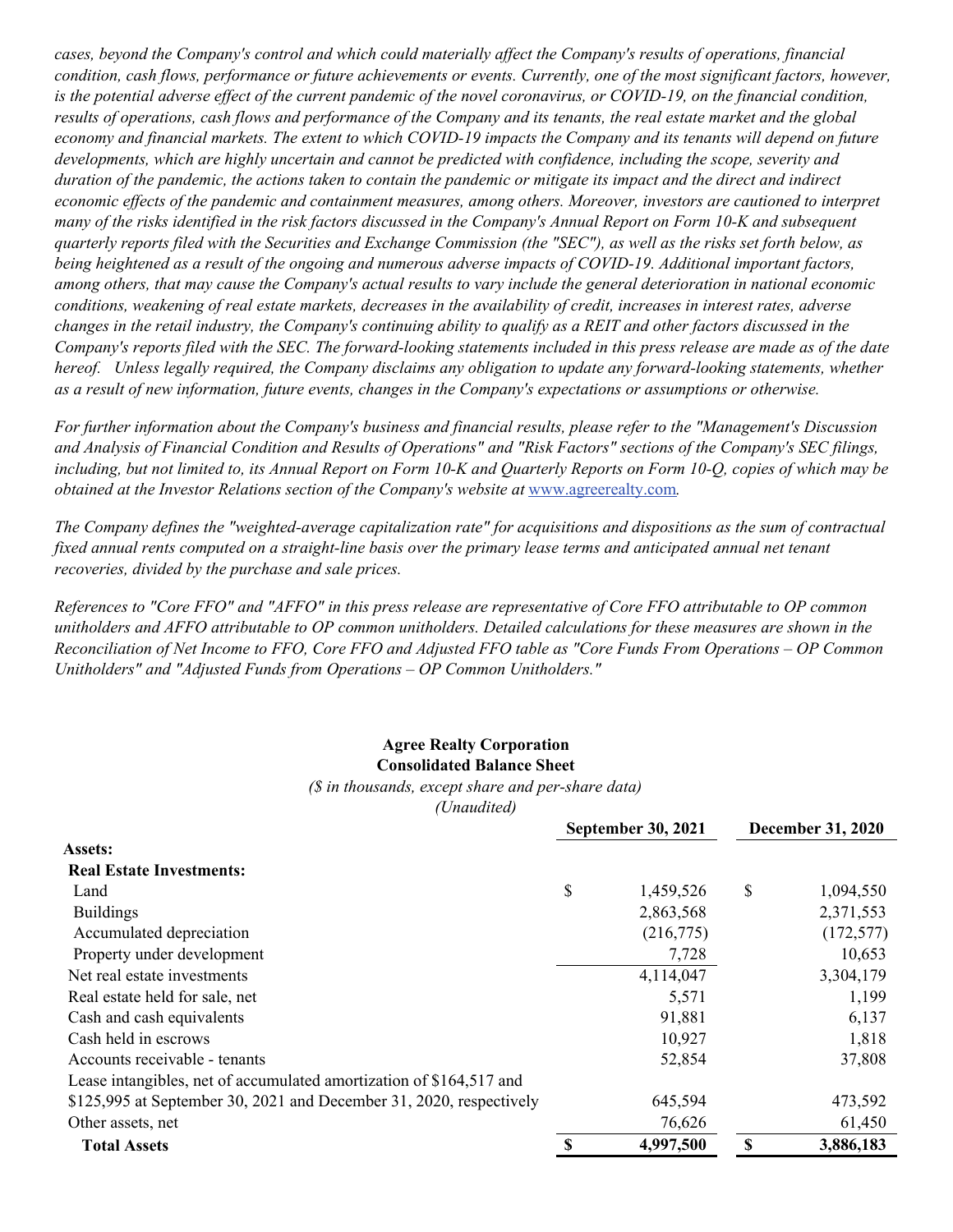*cases, beyond the Company's control and which could materially affect the Company's results of operations, financial condition, cash flows, performance or future achievements or events. Currently, one of the most significant factors, however, is the potential adverse effect of the current pandemic of the novel coronavirus, or COVID-19, on the financial condition, results of operations, cash flows and performance of the Company and its tenants, the real estate market and the global economy and financial markets. The extent to which COVID-19 impacts the Company and its tenants will depend on future developments, which are highly uncertain and cannot be predicted with confidence, including the scope, severity and duration of the pandemic, the actions taken to contain the pandemic or mitigate its impact and the direct and indirect economic effects of the pandemic and containment measures, among others. Moreover, investors are cautioned to interpret many of the risks identified in the risk factors discussed in the Company's Annual Report on Form 10-K and subsequent quarterly reports filed with the Securities and Exchange Commission (the "SEC"), as well as the risks set forth below, as being heightened as a result of the ongoing and numerous adverse impacts of COVID-19. Additional important factors, among others, that may cause the Company's actual results to vary include the general deterioration in national economic conditions, weakening of real estate markets, decreases in the availability of credit, increases in interest rates, adverse changes in the retail industry, the Company's continuing ability to qualify as a REIT and other factors discussed in the Company's reports filed with the SEC. The forward-looking statements included in this press release are made as of the date hereof. Unless legally required, the Company disclaims any obligation to update any forward-looking statements, whether as a result of new information, future events, changes in the Company's expectations or assumptions or otherwise.*

*For further information about the Company's business and financial results, please refer to the "Management's Discussion and Analysis of Financial Condition and Results of Operations" and "Risk Factors" sections of the Company's SEC filings, including, but not limited to, its Annual Report on Form 10-K and Quarterly Reports on Form 10-Q, copies of which may be obtained at the Investor Relations section of the Company's website at* www.agreerealty.com*.*

*The Company defines the "weighted-average capitalization rate" for acquisitions and dispositions as the sum of contractual fixed annual rents computed on a straight-line basis over the primary lease terms and anticipated annual net tenant recoveries, divided by the purchase and sale prices.*

*References to "Core FFO" and "AFFO" in this press release are representative of Core FFO attributable to OP common unitholders and AFFO attributable to OP common unitholders. Detailed calculations for these measures are shown in the Reconciliation of Net Income to FFO, Core FFO and Adjusted FFO table as "Core Funds From Operations – OP Common Unitholders" and "Adjusted Funds from Operations – OP Common Unitholders."*

**Agree Realty Corporation**
**Consolidated Balance Sheet**
*($ in thousands, except share and per-share data)*
*(Unaudited)*

| | September 30, 2021 | December 31, 2020 |
|---|---|---|
| **Assets:** | | |
| **Real Estate Investments:** | | |
| Land | $ 1,459,526 | $ 1,094,550 |
| Buildings | 2,863,568 | 2,371,553 |
| Accumulated depreciation | (216,775) | (172,577) |
| Property under development | 7,728 | 10,653 |
| Net real estate investments | 4,114,047 | 3,304,179 |
| Real estate held for sale, net | 5,571 | 1,199 |
| Cash and cash equivalents | 91,881 | 6,137 |
| Cash held in escrows | 10,927 | 1,818 |
| Accounts receivable - tenants | 52,854 | 37,808 |
| Lease intangibles, net of accumulated amortization of $164,517 and $125,995 at September 30, 2021 and December 31, 2020, respectively | 645,594 | 473,592 |
| Other assets, net | 76,626 | 61,450 |
| **Total Assets** | **$ 4,997,500** | **$ 3,886,183** |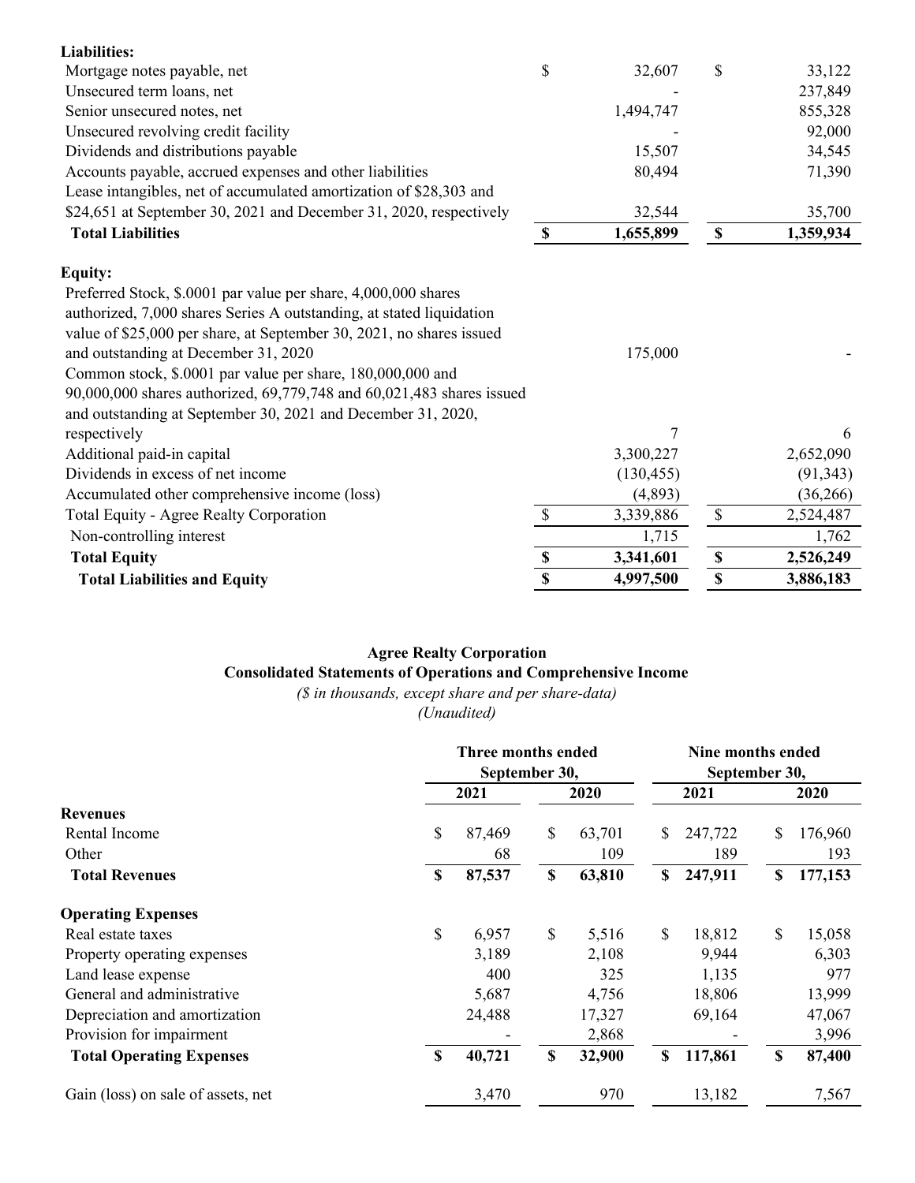| | | |
|---|---|---|
| **Liabilities:** | | |
| Mortgage notes payable, net | $ 32,607 | $ 33,122 |
| Unsecured term loans, net | - | 237,849 |
| Senior unsecured notes, net | 1,494,747 | 855,328 |
| Unsecured revolving credit facility | - | 92,000 |
| Dividends and distributions payable | 15,507 | 34,545 |
| Accounts payable, accrued expenses and other liabilities | 80,494 | 71,390 |
| Lease intangibles, net of accumulated amortization of $28,303 and $24,651 at September 30, 2021 and December 31, 2020, respectively | 32,544 | 35,700 |
| **Total Liabilities** | **$ 1,655,899** | **$ 1,359,934** |
| | | |
| **Equity:** | | |
| Preferred Stock, $.0001 par value per share, 4,000,000 shares authorized, 7,000 shares Series A outstanding, at stated liquidation value of $25,000 per share, at September 30, 2021, no shares issued and outstanding at December 31, 2020 | 175,000 | - |
| Common stock, $.0001 par value per share, 180,000,000 and 90,000,000 shares authorized, 69,779,748 and 60,021,483 shares issued and outstanding at September 30, 2021 and December 31, 2020, respectively | 7 | 6 |
| Additional paid-in capital | 3,300,227 | 2,652,090 |
| Dividends in excess of net income | (130,455) | (91,343) |
| Accumulated other comprehensive income (loss) | (4,893) | (36,266) |
| Total Equity - Agree Realty Corporation | $ 3,339,886 | $ 2,524,487 |
| Non-controlling interest | 1,715 | 1,762 |
| **Total Equity** | **$ 3,341,601** | **$ 2,526,249** |
| **Total Liabilities and Equity** | **$ 4,997,500** | **$ 3,886,183** |

**Agree Realty Corporation**
**Consolidated Statements of Operations and Comprehensive Income**
*($ in thousands, except share and per share-data)*
*(Unaudited)*

| | Three months ended September 30, | | Nine months ended September 30, | |
|---|---|---|---|---|
| | **2021** | **2020** | **2021** | **2020** |
| **Revenues** | | | | |
| Rental Income | $ 87,469 | $ 63,701 | $ 247,722 | $ 176,960 |
| Other | 68 | 109 | 189 | 193 |
| **Total Revenues** | **$ 87,537** | **$ 63,810** | **$ 247,911** | **$ 177,153** |
| | | | | |
| **Operating Expenses** | | | | |
| Real estate taxes | $ 6,957 | $ 5,516 | $ 18,812 | $ 15,058 |
| Property operating expenses | 3,189 | 2,108 | 9,944 | 6,303 |
| Land lease expense | 400 | 325 | 1,135 | 977 |
| General and administrative | 5,687 | 4,756 | 18,806 | 13,999 |
| Depreciation and amortization | 24,488 | 17,327 | 69,164 | 47,067 |
| Provision for impairment | - | 2,868 | - | 3,996 |
| **Total Operating Expenses** | **$ 40,721** | **$ 32,900** | **$ 117,861** | **$ 87,400** |
| | | | | |
| Gain (loss) on sale of assets, net | 3,470 | 970 | 13,182 | 7,567 |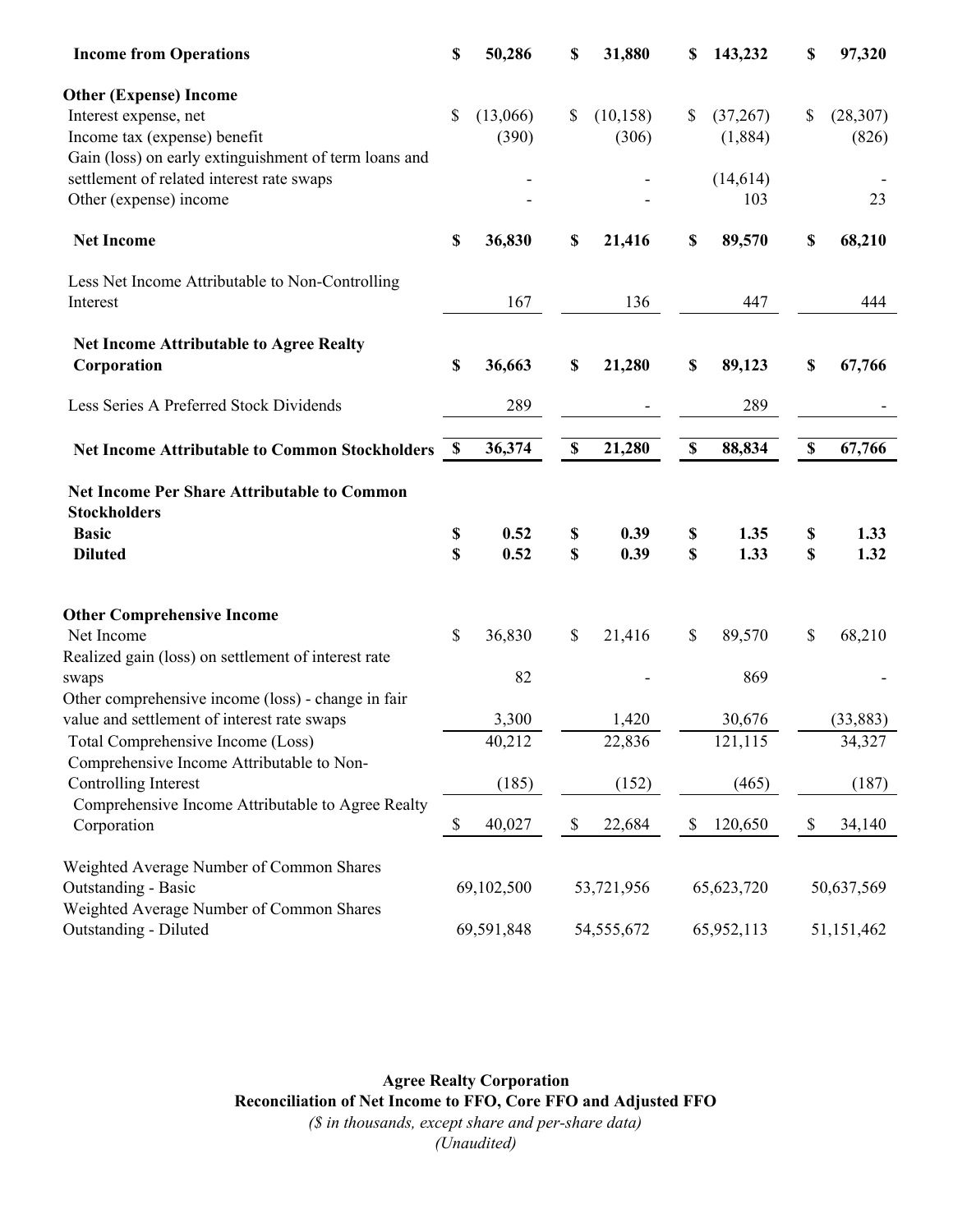| | | | | |
|---|---|---|---|---|
| **Income from Operations** | **$ 50,286** | **$ 31,880** | **$ 143,232** | **$ 97,320** |
| **Other (Expense) Income** | | | | |
| Interest expense, net | $ (13,066) | $ (10,158) | $ (37,267) | $ (28,307) |
| Income tax (expense) benefit | (390) | (306) | (1,884) | (826) |
| Gain (loss) on early extinguishment of term loans and settlement of related interest rate swaps | - | - | (14,614) | - |
| Other (expense) income | - | - | 103 | 23 |
| **Net Income** | **$ 36,830** | **$ 21,416** | **$ 89,570** | **$ 68,210** |
| Less Net Income Attributable to Non-Controlling Interest | 167 | 136 | 447 | 444 |
| **Net Income Attributable to Agree Realty Corporation** | **$ 36,663** | **$ 21,280** | **$ 89,123** | **$ 67,766** |
| Less Series A Preferred Stock Dividends | 289 | - | 289 | - |
| **Net Income Attributable to Common Stockholders** | **$ 36,374** | **$ 21,280** | **$ 88,834** | **$ 67,766** |
| **Net Income Per Share Attributable to Common Stockholders** | | | | |
| **Basic** | **$ 0.52** | **$ 0.39** | **$ 1.35** | **$ 1.33** |
| **Diluted** | **$ 0.52** | **$ 0.39** | **$ 1.33** | **$ 1.32** |
| **Other Comprehensive Income** | | | | |
| Net Income | $ 36,830 | $ 21,416 | $ 89,570 | $ 68,210 |
| Realized gain (loss) on settlement of interest rate swaps | 82 | - | 869 | - |
| Other comprehensive income (loss) - change in fair value and settlement of interest rate swaps | 3,300 | 1,420 | 30,676 | (33,883) |
| Total Comprehensive Income (Loss) | 40,212 | 22,836 | 121,115 | 34,327 |
| Comprehensive Income Attributable to Non-Controlling Interest | (185) | (152) | (465) | (187) |
| Comprehensive Income Attributable to Agree Realty Corporation | $ 40,027 | $ 22,684 | $ 120,650 | $ 34,140 |
| Weighted Average Number of Common Shares Outstanding - Basic | 69,102,500 | 53,721,956 | 65,623,720 | 50,637,569 |
| Weighted Average Number of Common Shares Outstanding - Diluted | 69,591,848 | 54,555,672 | 65,952,113 | 51,151,462 |

**Agree Realty Corporation**

**Reconciliation of Net Income to FFO, Core FFO and Adjusted FFO**

*($ in thousands, except share and per-share data)*

*(Unaudited)*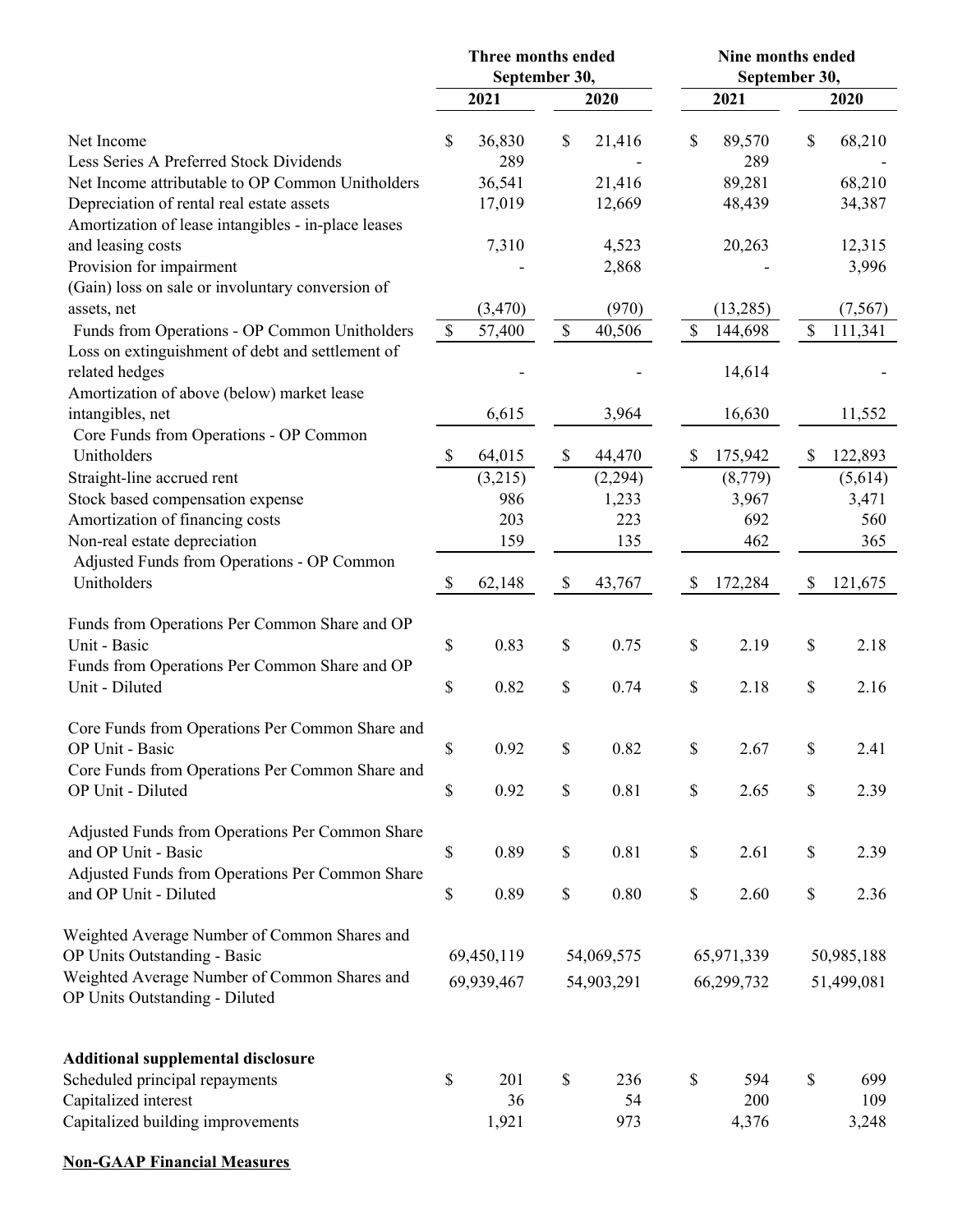| | Three months ended September 30, | | Nine months ended September 30, | |
|---|---|---|---|---|
| | 2021 | 2020 | 2021 | 2020 |
| Net Income | $ 36,830 | $ 21,416 | $ 89,570 | $ 68,210 |
| Less Series A Preferred Stock Dividends | 289 | - | 289 | - |
| Net Income attributable to OP Common Unitholders | 36,541 | 21,416 | 89,281 | 68,210 |
| Depreciation of rental real estate assets | 17,019 | 12,669 | 48,439 | 34,387 |
| Amortization of lease intangibles - in-place leases and leasing costs | 7,310 | 4,523 | 20,263 | 12,315 |
| Provision for impairment | - | 2,868 | - | 3,996 |
| (Gain) loss on sale or involuntary conversion of assets, net | (3,470) | (970) | (13,285) | (7,567) |
| Funds from Operations - OP Common Unitholders | $ 57,400 | $ 40,506 | $ 144,698 | $ 111,341 |
| Loss on extinguishment of debt and settlement of related hedges | - | - | 14,614 | - |
| Amortization of above (below) market lease intangibles, net | 6,615 | 3,964 | 16,630 | 11,552 |
| Core Funds from Operations - OP Common Unitholders | $ 64,015 | $ 44,470 | $ 175,942 | $ 122,893 |
| Straight-line accrued rent | (3,215) | (2,294) | (8,779) | (5,614) |
| Stock based compensation expense | 986 | 1,233 | 3,967 | 3,471 |
| Amortization of financing costs | 203 | 223 | 692 | 560 |
| Non-real estate depreciation | 159 | 135 | 462 | 365 |
| Adjusted Funds from Operations - OP Common Unitholders | $ 62,148 | $ 43,767 | $ 172,284 | $ 121,675 |
| | | | | |
| Funds from Operations Per Common Share and OP Unit - Basic | $ 0.83 | $ 0.75 | $ 2.19 | $ 2.18 |
| Funds from Operations Per Common Share and OP Unit - Diluted | $ 0.82 | $ 0.74 | $ 2.18 | $ 2.16 |
| | | | | |
| Core Funds from Operations Per Common Share and OP Unit - Basic | $ 0.92 | $ 0.82 | $ 2.67 | $ 2.41 |
| Core Funds from Operations Per Common Share and OP Unit - Diluted | $ 0.92 | $ 0.81 | $ 2.65 | $ 2.39 |
| | | | | |
| Adjusted Funds from Operations Per Common Share and OP Unit - Basic | $ 0.89 | $ 0.81 | $ 2.61 | $ 2.39 |
| Adjusted Funds from Operations Per Common Share and OP Unit - Diluted | $ 0.89 | $ 0.80 | $ 2.60 | $ 2.36 |
| | | | | |
| Weighted Average Number of Common Shares and OP Units Outstanding - Basic | 69,450,119 | 54,069,575 | 65,971,339 | 50,985,188 |
| Weighted Average Number of Common Shares and OP Units Outstanding - Diluted | 69,939,467 | 54,903,291 | 66,299,732 | 51,499,081 |
| | | | | |
| **Additional supplemental disclosure** | | | | |
| Scheduled principal repayments | $ 201 | $ 236 | $ 594 | $ 699 |
| Capitalized interest | 36 | 54 | 200 | 109 |
| Capitalized building improvements | 1,921 | 973 | 4,376 | 3,248 |

**Non-GAAP Financial Measures**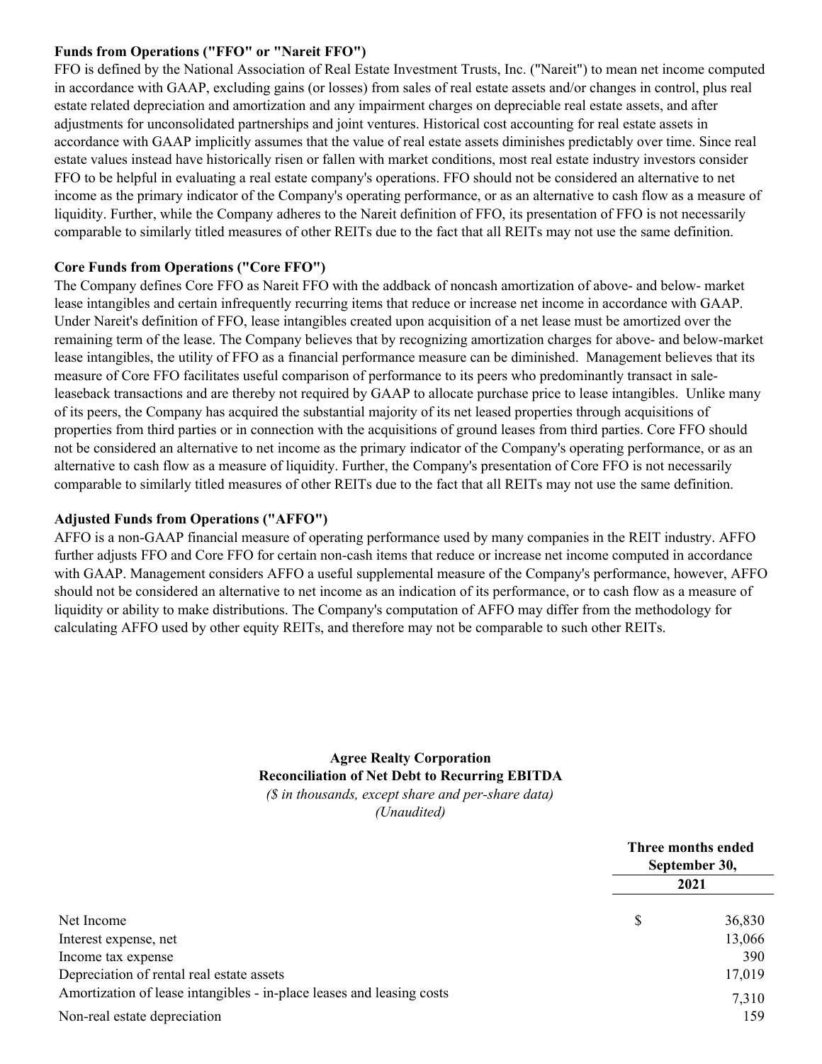**Funds from Operations ("FFO" or "Nareit FFO")**

FFO is defined by the National Association of Real Estate Investment Trusts, Inc. ("Nareit") to mean net income computed in accordance with GAAP, excluding gains (or losses) from sales of real estate assets and/or changes in control, plus real estate related depreciation and amortization and any impairment charges on depreciable real estate assets, and after adjustments for unconsolidated partnerships and joint ventures. Historical cost accounting for real estate assets in accordance with GAAP implicitly assumes that the value of real estate assets diminishes predictably over time. Since real estate values instead have historically risen or fallen with market conditions, most real estate industry investors consider FFO to be helpful in evaluating a real estate company's operations. FFO should not be considered an alternative to net income as the primary indicator of the Company's operating performance, or as an alternative to cash flow as a measure of liquidity. Further, while the Company adheres to the Nareit definition of FFO, its presentation of FFO is not necessarily comparable to similarly titled measures of other REITs due to the fact that all REITs may not use the same definition.

**Core Funds from Operations ("Core FFO")**

The Company defines Core FFO as Nareit FFO with the addback of noncash amortization of above- and below- market lease intangibles and certain infrequently recurring items that reduce or increase net income in accordance with GAAP. Under Nareit's definition of FFO, lease intangibles created upon acquisition of a net lease must be amortized over the remaining term of the lease. The Company believes that by recognizing amortization charges for above- and below-market lease intangibles, the utility of FFO as a financial performance measure can be diminished. Management believes that its measure of Core FFO facilitates useful comparison of performance to its peers who predominantly transact in sale-leaseback transactions and are thereby not required by GAAP to allocate purchase price to lease intangibles. Unlike many of its peers, the Company has acquired the substantial majority of its net leased properties through acquisitions of properties from third parties or in connection with the acquisitions of ground leases from third parties. Core FFO should not be considered an alternative to net income as the primary indicator of the Company's operating performance, or as an alternative to cash flow as a measure of liquidity. Further, the Company's presentation of Core FFO is not necessarily comparable to similarly titled measures of other REITs due to the fact that all REITs may not use the same definition.

**Adjusted Funds from Operations ("AFFO")**

AFFO is a non-GAAP financial measure of operating performance used by many companies in the REIT industry. AFFO further adjusts FFO and Core FFO for certain non-cash items that reduce or increase net income computed in accordance with GAAP. Management considers AFFO a useful supplemental measure of the Company's performance, however, AFFO should not be considered an alternative to net income as an indication of its performance, or to cash flow as a measure of liquidity or ability to make distributions. The Company's computation of AFFO may differ from the methodology for calculating AFFO used by other equity REITs, and therefore may not be comparable to such other REITs.

**Agree Realty Corporation**

**Reconciliation of Net Debt to Recurring EBITDA**

*($ in thousands, except share and per-share data)*

*(Unaudited)*

| | Three months ended September 30, 2021 |
|---|---|
| Net Income | $ 36,830 |
| Interest expense, net | 13,066 |
| Income tax expense | 390 |
| Depreciation of rental real estate assets | 17,019 |
| Amortization of lease intangibles - in-place leases and leasing costs | 7,310 |
| Non-real estate depreciation | 159 |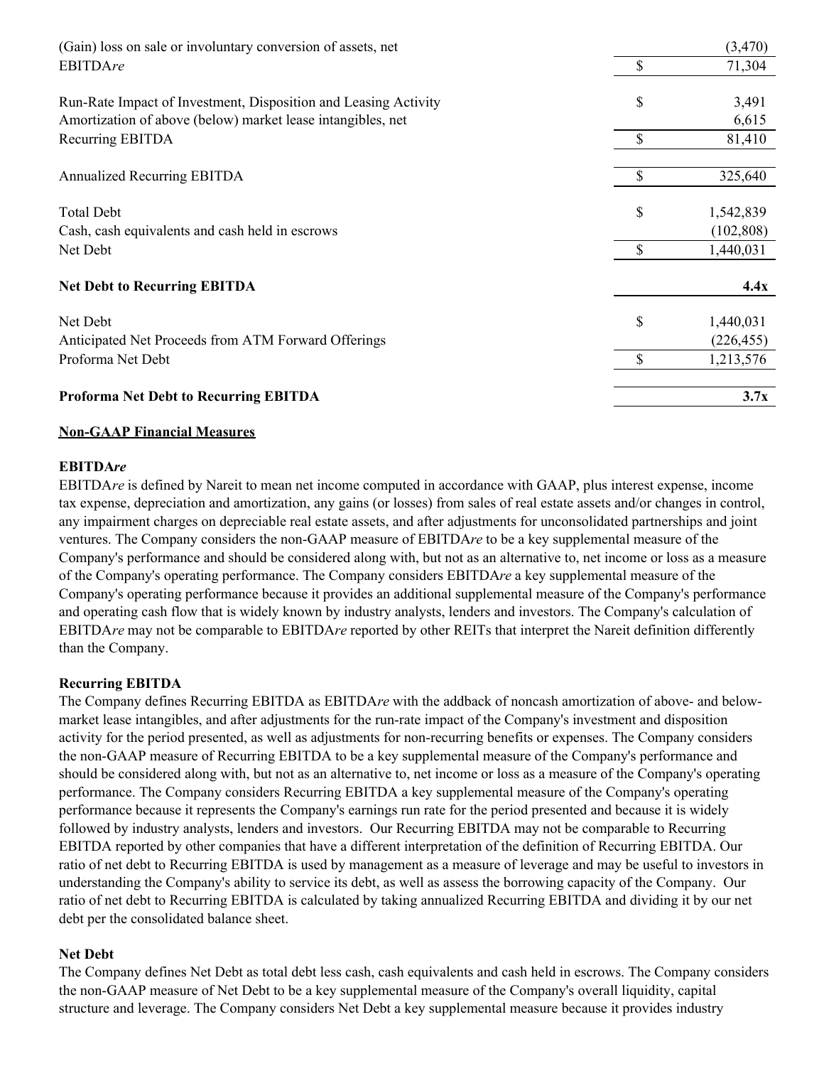| | | |
|---|---|---|
| (Gain) loss on sale or involuntary conversion of assets, net | | (3,470) |
| EBITDA*re* | $ | 71,304 |
| | | |
| Run-Rate Impact of Investment, Disposition and Leasing Activity | $ | 3,491 |
| Amortization of above (below) market lease intangibles, net | | 6,615 |
| Recurring EBITDA | $ | 81,410 |
| | | |
| Annualized Recurring EBITDA | $ | 325,640 |
| | | |
| Total Debt | $ | 1,542,839 |
| Cash, cash equivalents and cash held in escrows | | (102,808) |
| Net Debt | $ | 1,440,031 |
| | | |
| **Net Debt to Recurring EBITDA** | | **4.4x** |
| | | |
| Net Debt | $ | 1,440,031 |
| Anticipated Net Proceeds from ATM Forward Offerings | | (226,455) |
| Proforma Net Debt | $ | 1,213,576 |
| | | |
| **Proforma Net Debt to Recurring EBITDA** | | **3.7x** |

## Non-GAAP Financial Measures

**EBITDA*re***

EBITDA*re* is defined by Nareit to mean net income computed in accordance with GAAP, plus interest expense, income tax expense, depreciation and amortization, any gains (or losses) from sales of real estate assets and/or changes in control, any impairment charges on depreciable real estate assets, and after adjustments for unconsolidated partnerships and joint ventures. The Company considers the non-GAAP measure of EBITDA*re* to be a key supplemental measure of the Company's performance and should be considered along with, but not as an alternative to, net income or loss as a measure of the Company's operating performance. The Company considers EBITDA*re* a key supplemental measure of the Company's operating performance because it provides an additional supplemental measure of the Company's performance and operating cash flow that is widely known by industry analysts, lenders and investors. The Company's calculation of EBITDA*re* may not be comparable to EBITDA*re* reported by other REITs that interpret the Nareit definition differently than the Company.

**Recurring EBITDA**

The Company defines Recurring EBITDA as EBITDA*re* with the addback of noncash amortization of above- and below-market lease intangibles, and after adjustments for the run-rate impact of the Company's investment and disposition activity for the period presented, as well as adjustments for non-recurring benefits or expenses. The Company considers the non-GAAP measure of Recurring EBITDA to be a key supplemental measure of the Company's performance and should be considered along with, but not as an alternative to, net income or loss as a measure of the Company's operating performance. The Company considers Recurring EBITDA a key supplemental measure of the Company's operating performance because it represents the Company's earnings run rate for the period presented and because it is widely followed by industry analysts, lenders and investors. Our Recurring EBITDA may not be comparable to Recurring EBITDA reported by other companies that have a different interpretation of the definition of Recurring EBITDA. Our ratio of net debt to Recurring EBITDA is used by management as a measure of leverage and may be useful to investors in understanding the Company's ability to service its debt, as well as assess the borrowing capacity of the Company. Our ratio of net debt to Recurring EBITDA is calculated by taking annualized Recurring EBITDA and dividing it by our net debt per the consolidated balance sheet.

**Net Debt**

The Company defines Net Debt as total debt less cash, cash equivalents and cash held in escrows. The Company considers the non-GAAP measure of Net Debt to be a key supplemental measure of the Company's overall liquidity, capital structure and leverage. The Company considers Net Debt a key supplemental measure because it provides industry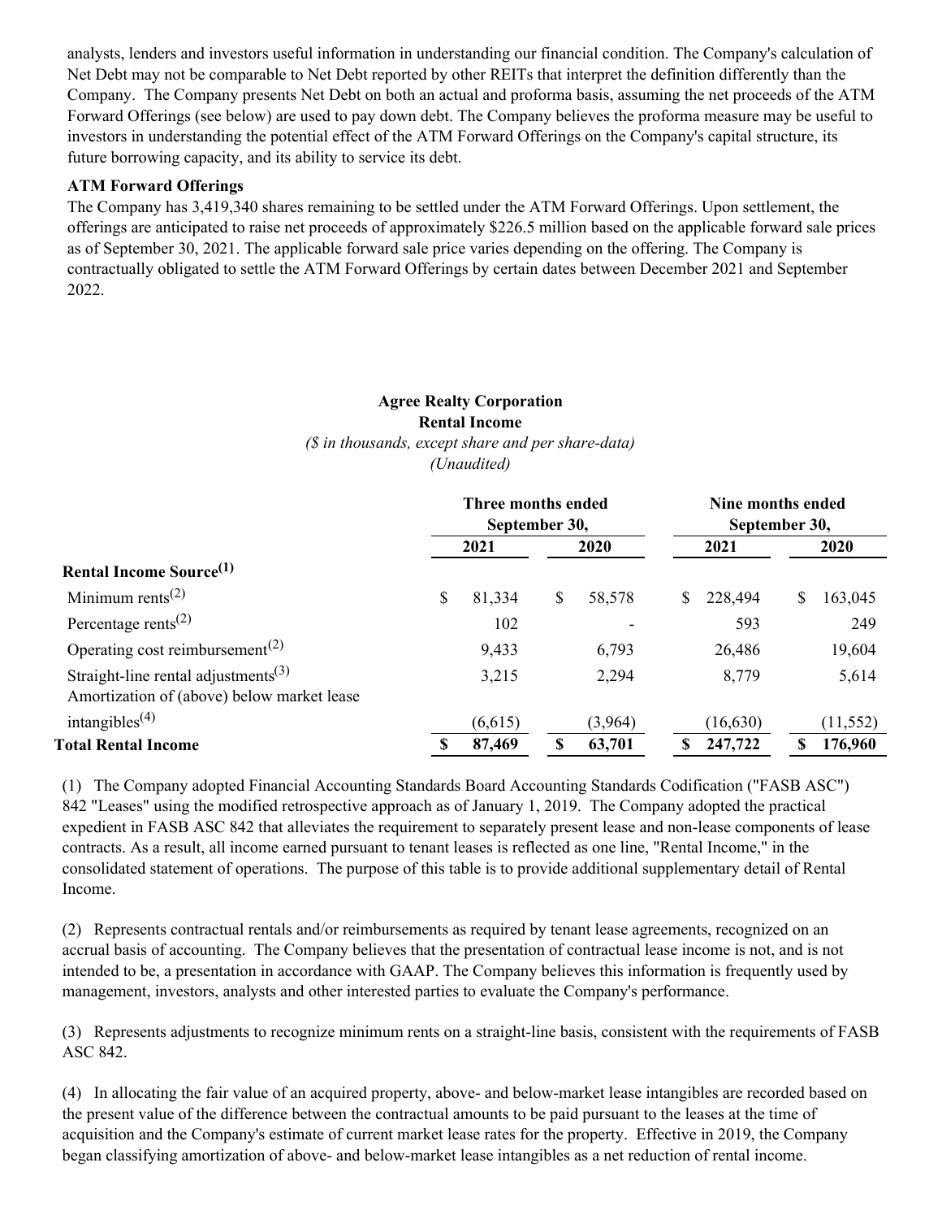analysts, lenders and investors useful information in understanding our financial condition. The Company's calculation of Net Debt may not be comparable to Net Debt reported by other REITs that interpret the definition differently than the Company. The Company presents Net Debt on both an actual and proforma basis, assuming the net proceeds of the ATM Forward Offerings (see below) are used to pay down debt. The Company believes the proforma measure may be useful to investors in understanding the potential effect of the ATM Forward Offerings on the Company's capital structure, its future borrowing capacity, and its ability to service its debt.

**ATM Forward Offerings**

The Company has 3,419,340 shares remaining to be settled under the ATM Forward Offerings. Upon settlement, the offerings are anticipated to raise net proceeds of approximately $226.5 million based on the applicable forward sale prices as of September 30, 2021. The applicable forward sale price varies depending on the offering. The Company is contractually obligated to settle the ATM Forward Offerings by certain dates between December 2021 and September 2022.

**Agree Realty Corporation**
**Rental Income**
*($ in thousands, except share and per share-data)*
*(Unaudited)*

| | Three months ended September 30, | | Nine months ended September 30, | |
|---|---|---|---|---|
| | 2021 | 2020 | 2021 | 2020 |
| **Rental Income Source[(1)]** | | | | |
| Minimum rents[(2)] | $ 81,334 | $ 58,578 | $ 228,494 | $ 163,045 |
| Percentage rents[(2)] | 102 | - | 593 | 249 |
| Operating cost reimbursement[(2)] | 9,433 | 6,793 | 26,486 | 19,604 |
| Straight-line rental adjustments[(3)] | 3,215 | 2,294 | 8,779 | 5,614 |
| Amortization of (above) below market lease intangibles[(4)] | (6,615) | (3,964) | (16,630) | (11,552) |
| **Total Rental Income** | **$ 87,469** | **$ 63,701** | **$ 247,722** | **$ 176,960** |

(1) The Company adopted Financial Accounting Standards Board Accounting Standards Codification ("FASB ASC") 842 "Leases" using the modified retrospective approach as of January 1, 2019. The Company adopted the practical expedient in FASB ASC 842 that alleviates the requirement to separately present lease and non-lease components of lease contracts. As a result, all income earned pursuant to tenant leases is reflected as one line, "Rental Income," in the consolidated statement of operations. The purpose of this table is to provide additional supplementary detail of Rental Income.

(2) Represents contractual rentals and/or reimbursements as required by tenant lease agreements, recognized on an accrual basis of accounting. The Company believes that the presentation of contractual lease income is not, and is not intended to be, a presentation in accordance with GAAP. The Company believes this information is frequently used by management, investors, analysts and other interested parties to evaluate the Company's performance.

(3) Represents adjustments to recognize minimum rents on a straight-line basis, consistent with the requirements of FASB ASC 842.

(4) In allocating the fair value of an acquired property, above- and below-market lease intangibles are recorded based on the present value of the difference between the contractual amounts to be paid pursuant to the leases at the time of acquisition and the Company's estimate of current market lease rates for the property. Effective in 2019, the Company began classifying amortization of above- and below-market lease intangibles as a net reduction of rental income.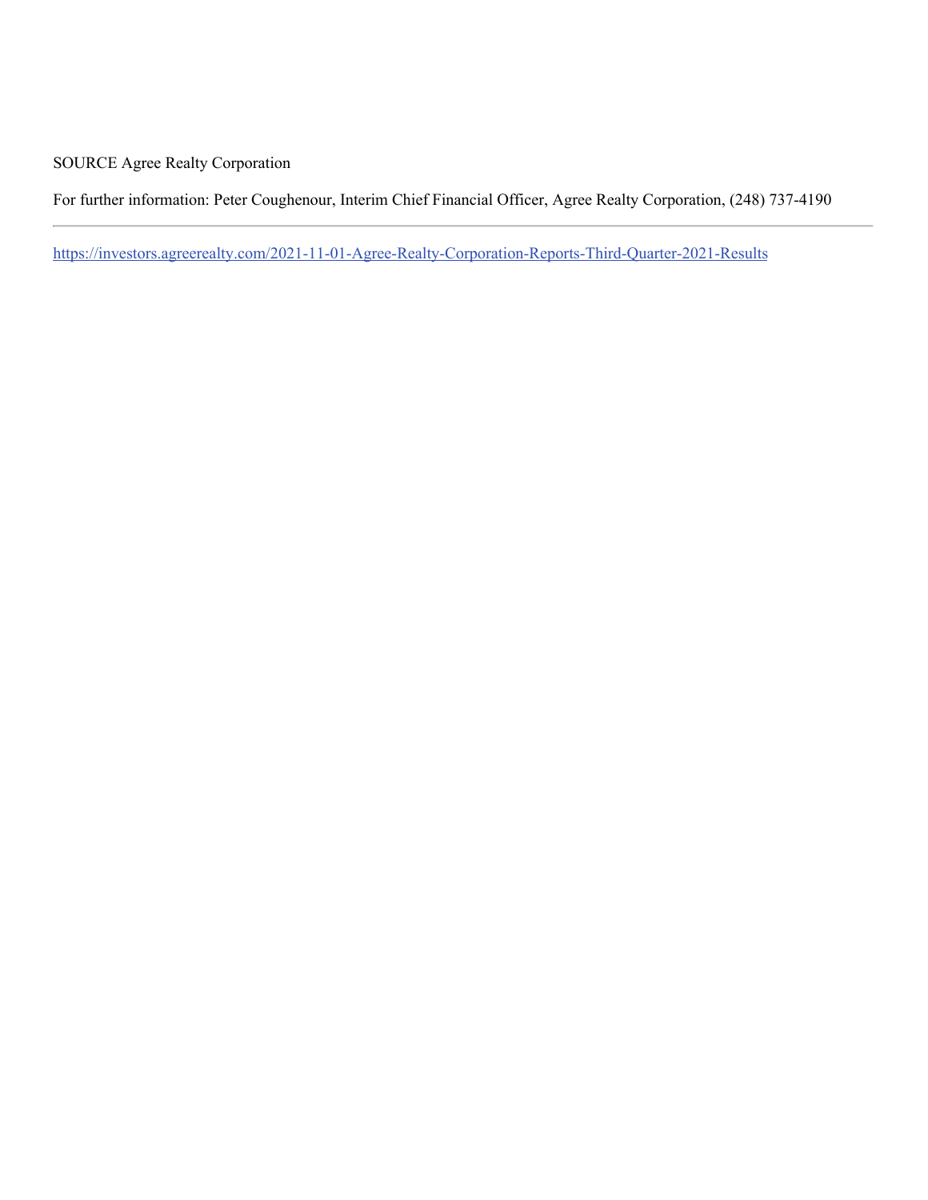SOURCE Agree Realty Corporation

For further information: Peter Coughenour, Interim Chief Financial Officer, Agree Realty Corporation, (248) 737-4190

---

https://investors.agreerealty.com/2021-11-01-Agree-Realty-Corporation-Reports-Third-Quarter-2021-Results